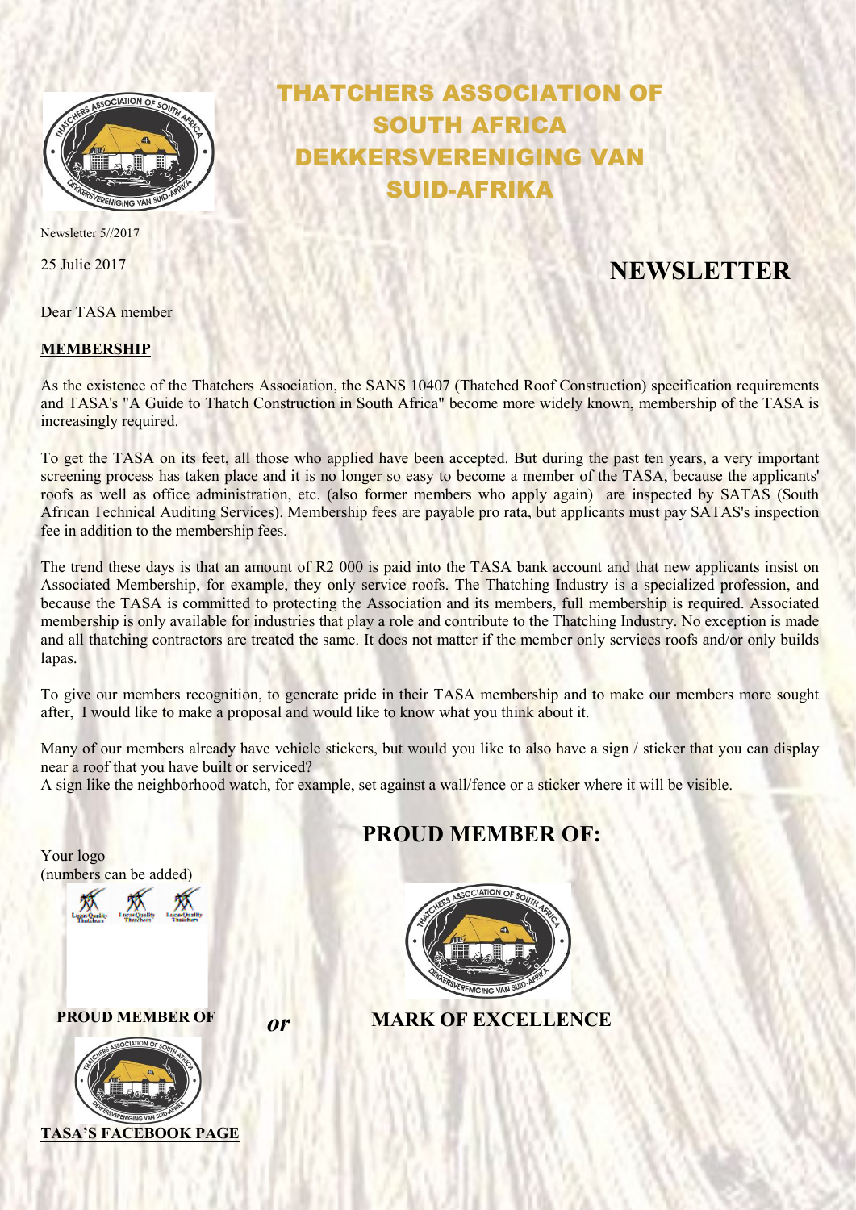# THATCHERS ASSOCIATION OF SOUTH AFRICA DEKKERSVERENIGING VAN SUID-AFRIKA

Newsletter 5//2017

25 Julie 2017

## NEWSLETTER

Dear TASA member

**MEMBERSHIP**

As the existence of the Thatchers Association, the SANS 10407 (Thatched Roof Construction) specification requirements and TASA's "A Guide to Thatch Construction in South Africa" become more widely known, membership of the TASA is increasingly required.

To get the TASA on its feet, all those who applied have been accepted. But during the past ten years, a very important screening process has taken place and it is no longer so easy to become a member of the TASA, because the applicants' roofs as well as office administration, etc. (also former members who apply again) are inspected by SATAS (South African Technical Auditing Services). Membership fees are payable pro rata, but applicants must pay SATAS's inspection fee in addition to the membership fees.

The trend these days is that an amount of R2 000 is paid into the TASA bank account and that new applicants insist on Associated Membership, for example, they only service roofs. The Thatching Industry is a specialized profession, and because the TASA is committed to protecting the Association and its members, full membership is required. Associated membership is only available for industries that play a role and contribute to the Thatching Industry. No exception is made and all thatching contractors are treated the same. It does not matter if the member only services roofs and/or only builds lapas.

To give our members recognition, to generate pride in their TASA membership and to make our members more sought after, I would like to make a proposal and would like to know what you think about it.

Many of our members already have vehicle stickers, but would you like to also have a sign / sticker that you can display near a roof that you have built or serviced?
A sign like the neighborhood watch, for example, set against a wall/fence or a sticker where it will be visible.

Your logo
(numbers can be added)

**PROUD MEMBER OF**

**TASA'S FACEBOOK PAGE**

***or***

**PROUD MEMBER OF:**

**MARK OF EXCELLENCE**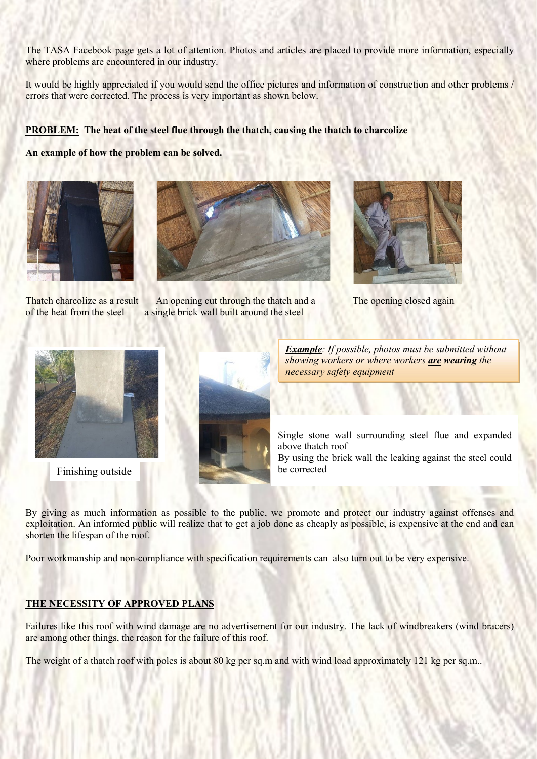The TASA Facebook page gets a lot of attention. Photos and articles are placed to provide more information, especially where problems are encountered in our industry.

It would be highly appreciated if you would send the office pictures and information of construction and other problems / errors that were corrected. The process is very important as shown below.

**PROBLEM: The heat of the steel flue through the thatch, causing the thatch to charcolize**

**An example of how the problem can be solved.**

Thatch charcolize as a result of the heat from the steel

An opening cut through the thatch and a single brick wall built around the steel

The opening closed again

*__Example__: If possible, photos must be submitted without showing workers or where workers __**are**__ **wearing** the necessary safety equipment*

Finishing outside

Single stone wall surrounding steel flue and expanded above thatch roof
By using the brick wall the leaking against the steel could be corrected

By giving as much information as possible to the public, we promote and protect our industry against offenses and exploitation. An informed public will realize that to get a job done as cheaply as possible, is expensive at the end and can shorten the lifespan of the roof.

Poor workmanship and non-compliance with specification requirements can also turn out to be very expensive.

**THE NECESSITY OF APPROVED PLANS**

Failures like this roof with wind damage are no advertisement for our industry. The lack of windbreakers (wind bracers) are among other things, the reason for the failure of this roof.

The weight of a thatch roof with poles is about 80 kg per sq.m and with wind load approximately 121 kg per sq.m..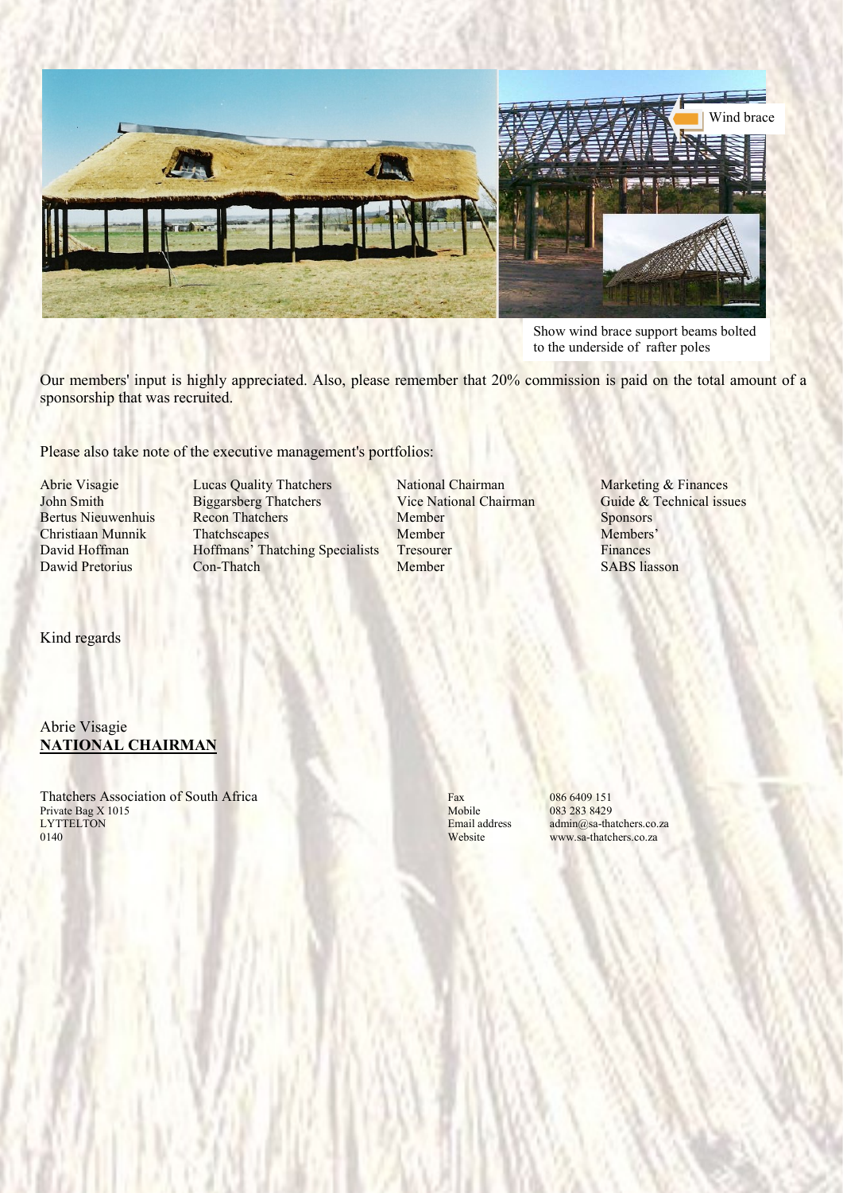Wind brace

Show wind brace support beams bolted to the underside of rafter poles

Our members' input is highly appreciated. Also, please remember that 20% commission is paid on the total amount of a sponsorship that was recruited.

Please also take note of the executive management's portfolios:

| | | | |
|---|---|---|---|
| Abrie Visagie | Lucas Quality Thatchers | National Chairman | Marketing & Finances |
| John Smith | Biggarsberg Thatchers | Vice National Chairman | Guide & Technical issues |
| Bertus Nieuwenhuis | Recon Thatchers | Member | Sponsors |
| Christiaan Munnik | Thatchscapes | Member | Members' |
| David Hoffman | Hoffmans' Thatching Specialists | Tresourer | Finances |
| Dawid Pretorius | Con-Thatch | Member | SABS liasson |

Kind regards

Abrie Visagie
**NATIONAL CHAIRMAN**

Thatchers Association of South Africa
Private Bag X 1015
LYTTELTON
0140

Fax 086 6409 151
Mobile 083 283 8429
Email address admin@sa-thatchers.co.za
Website www.sa-thatchers.co.za